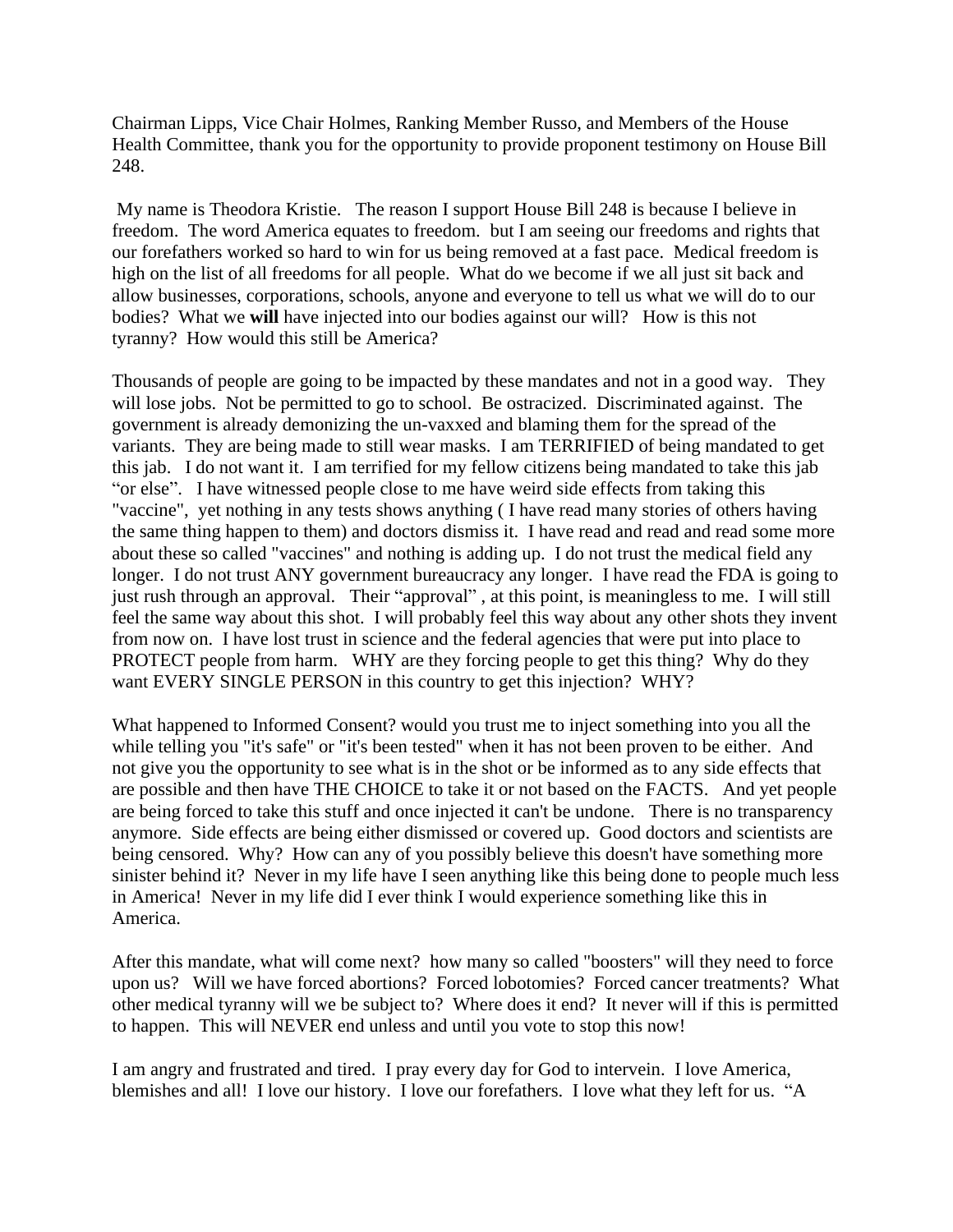Chairman Lipps, Vice Chair Holmes, Ranking Member Russo, and Members of the House Health Committee, thank you for the opportunity to provide proponent testimony on House Bill 248.

My name is Theodora Kristie. The reason I support House Bill 248 is because I believe in freedom. The word America equates to freedom. but I am seeing our freedoms and rights that our forefathers worked so hard to win for us being removed at a fast pace. Medical freedom is high on the list of all freedoms for all people. What do we become if we all just sit back and allow businesses, corporations, schools, anyone and everyone to tell us what we will do to our bodies? What we **will** have injected into our bodies against our will? How is this not tyranny? How would this still be America?

Thousands of people are going to be impacted by these mandates and not in a good way. They will lose jobs. Not be permitted to go to school. Be ostracized. Discriminated against. The government is already demonizing the un-vaxxed and blaming them for the spread of the variants. They are being made to still wear masks. I am TERRIFIED of being mandated to get this jab. I do not want it. I am terrified for my fellow citizens being mandated to take this jab "or else". I have witnessed people close to me have weird side effects from taking this "vaccine", yet nothing in any tests shows anything ( I have read many stories of others having the same thing happen to them) and doctors dismiss it. I have read and read and read some more about these so called "vaccines" and nothing is adding up. I do not trust the medical field any longer. I do not trust ANY government bureaucracy any longer. I have read the FDA is going to just rush through an approval. Their "approval" , at this point, is meaningless to me. I will still feel the same way about this shot. I will probably feel this way about any other shots they invent from now on. I have lost trust in science and the federal agencies that were put into place to PROTECT people from harm. WHY are they forcing people to get this thing? Why do they want EVERY SINGLE PERSON in this country to get this injection? WHY?

What happened to Informed Consent? would you trust me to inject something into you all the while telling you "it's safe" or "it's been tested" when it has not been proven to be either. And not give you the opportunity to see what is in the shot or be informed as to any side effects that are possible and then have THE CHOICE to take it or not based on the FACTS. And yet people are being forced to take this stuff and once injected it can't be undone. There is no transparency anymore. Side effects are being either dismissed or covered up. Good doctors and scientists are being censored. Why? How can any of you possibly believe this doesn't have something more sinister behind it? Never in my life have I seen anything like this being done to people much less in America! Never in my life did I ever think I would experience something like this in America.

After this mandate, what will come next? how many so called "boosters" will they need to force upon us? Will we have forced abortions? Forced lobotomies? Forced cancer treatments? What other medical tyranny will we be subject to? Where does it end? It never will if this is permitted to happen. This will NEVER end unless and until you vote to stop this now!

I am angry and frustrated and tired. I pray every day for God to intervein. I love America, blemishes and all! I love our history. I love our forefathers. I love what they left for us. "A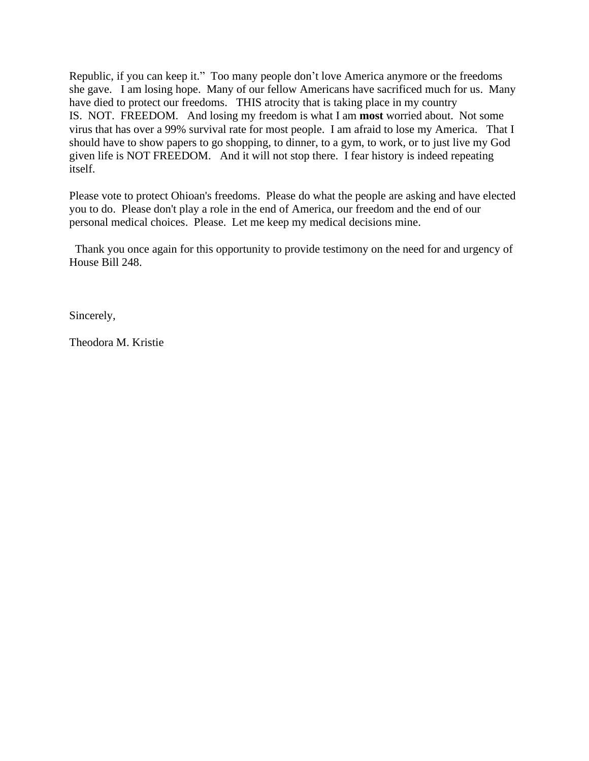Republic, if you can keep it."  Too many people don't love America anymore or the freedoms she gave.   I am losing hope.  Many of our fellow Americans have sacrificed much for us.  Many have died to protect our freedoms.   THIS atrocity that is taking place in my country IS.  NOT.  FREEDOM.   And losing my freedom is what I am **most** worried about.  Not some virus that has over a 99% survival rate for most people.  I am afraid to lose my America.   That I should have to show papers to go shopping, to dinner, to a gym, to work, or to just live my God given life is NOT FREEDOM.   And it will not stop there.  I fear history is indeed repeating itself.

Please vote to protect Ohioan's freedoms.  Please do what the people are asking and have elected you to do.  Please don't play a role in the end of America, our freedom and the end of our personal medical choices.  Please.  Let me keep my medical decisions mine.

Thank you once again for this opportunity to provide testimony on the need for and urgency of House Bill 248.

Sincerely,

Theodora M. Kristie